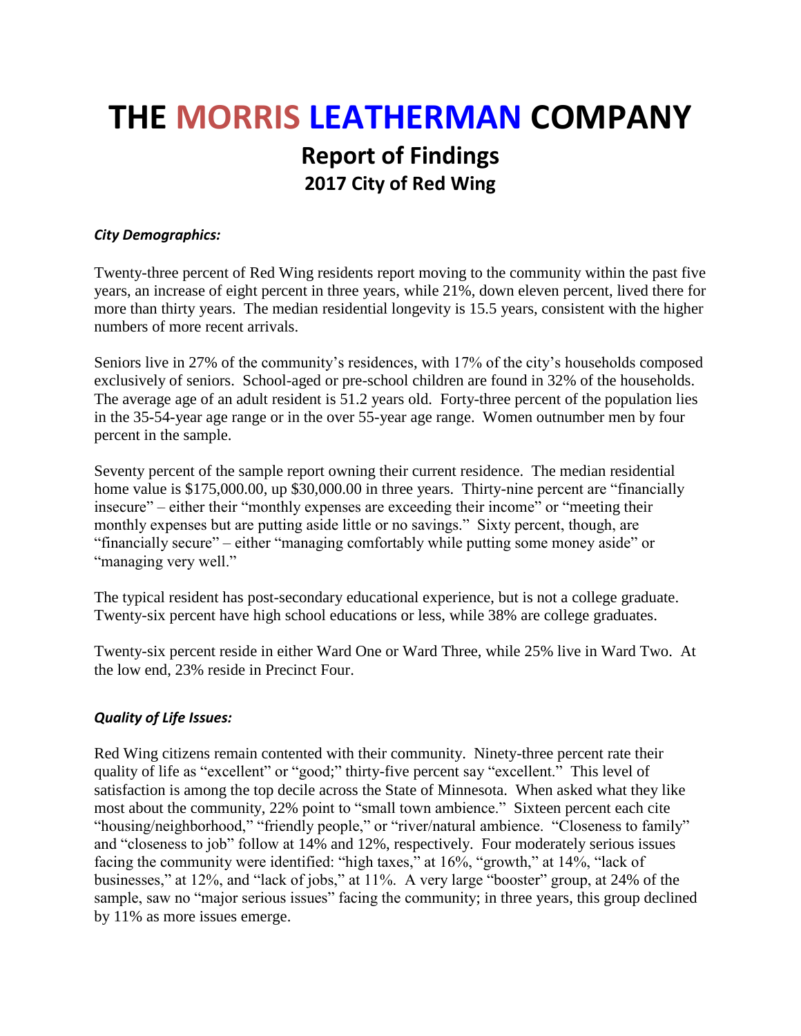# THE MORRIS LEATHERMAN COMPANY

## Report of Findings

### 2017 City of Red Wing

***City Demographics:***

Twenty-three percent of Red Wing residents report moving to the community within the past five years, an increase of eight percent in three years, while 21%, down eleven percent, lived there for more than thirty years. The median residential longevity is 15.5 years, consistent with the higher numbers of more recent arrivals.

Seniors live in 27% of the community's residences, with 17% of the city's households composed exclusively of seniors. School-aged or pre-school children are found in 32% of the households. The average age of an adult resident is 51.2 years old. Forty-three percent of the population lies in the 35-54-year age range or in the over 55-year age range. Women outnumber men by four percent in the sample.

Seventy percent of the sample report owning their current residence. The median residential home value is $175,000.00, up $30,000.00 in three years. Thirty-nine percent are "financially insecure" – either their "monthly expenses are exceeding their income" or "meeting their monthly expenses but are putting aside little or no savings." Sixty percent, though, are "financially secure" – either "managing comfortably while putting some money aside" or "managing very well."

The typical resident has post-secondary educational experience, but is not a college graduate. Twenty-six percent have high school educations or less, while 38% are college graduates.

Twenty-six percent reside in either Ward One or Ward Three, while 25% live in Ward Two. At the low end, 23% reside in Precinct Four.

***Quality of Life Issues:***

Red Wing citizens remain contented with their community. Ninety-three percent rate their quality of life as "excellent" or "good;" thirty-five percent say "excellent." This level of satisfaction is among the top decile across the State of Minnesota. When asked what they like most about the community, 22% point to "small town ambience." Sixteen percent each cite "housing/neighborhood," "friendly people," or "river/natural ambience. "Closeness to family" and "closeness to job" follow at 14% and 12%, respectively. Four moderately serious issues facing the community were identified: "high taxes," at 16%, "growth," at 14%, "lack of businesses," at 12%, and "lack of jobs," at 11%. A very large "booster" group, at 24% of the sample, saw no "major serious issues" facing the community; in three years, this group declined by 11% as more issues emerge.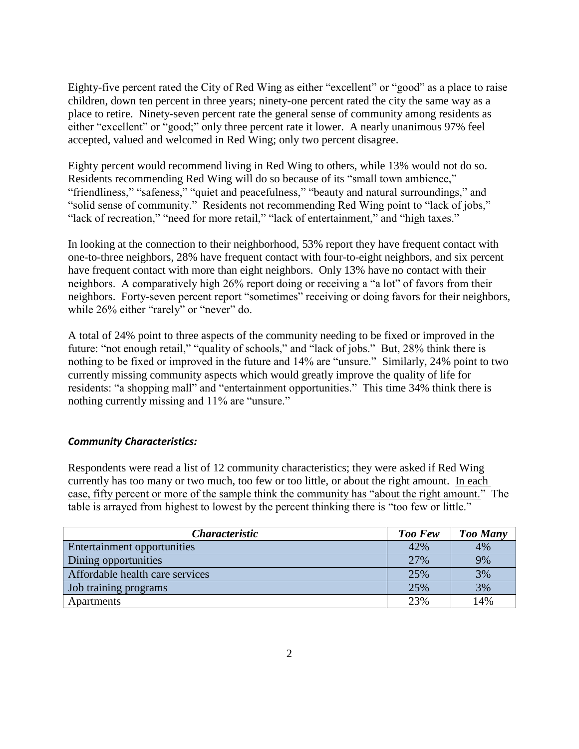Eighty-five percent rated the City of Red Wing as either "excellent" or "good" as a place to raise children, down ten percent in three years; ninety-one percent rated the city the same way as a place to retire. Ninety-seven percent rate the general sense of community among residents as either "excellent" or "good;" only three percent rate it lower. A nearly unanimous 97% feel accepted, valued and welcomed in Red Wing; only two percent disagree.

Eighty percent would recommend living in Red Wing to others, while 13% would not do so. Residents recommending Red Wing will do so because of its "small town ambience," "friendliness," "safeness," "quiet and peacefulness," "beauty and natural surroundings," and "solid sense of community." Residents not recommending Red Wing point to "lack of jobs," "lack of recreation," "need for more retail," "lack of entertainment," and "high taxes."

In looking at the connection to their neighborhood, 53% report they have frequent contact with one-to-three neighbors, 28% have frequent contact with four-to-eight neighbors, and six percent have frequent contact with more than eight neighbors. Only 13% have no contact with their neighbors. A comparatively high 26% report doing or receiving a "a lot" of favors from their neighbors. Forty-seven percent report "sometimes" receiving or doing favors for their neighbors, while 26% either "rarely" or "never" do.

A total of 24% point to three aspects of the community needing to be fixed or improved in the future: "not enough retail," "quality of schools," and "lack of jobs." But, 28% think there is nothing to be fixed or improved in the future and 14% are "unsure." Similarly, 24% point to two currently missing community aspects which would greatly improve the quality of life for residents: "a shopping mall" and "entertainment opportunities." This time 34% think there is nothing currently missing and 11% are "unsure."

### *Community Characteristics:*

Respondents were read a list of 12 community characteristics; they were asked if Red Wing currently has too many or two much, too few or too little, or about the right amount. <u>In each case, fifty percent or more of the sample think the community has "about the right amount."</u> The table is arrayed from highest to lowest by the percent thinking there is "too few or little."

| *Characteristic* | *Too Few* | *Too Many* |
|---|---|---|
| Entertainment opportunities | 42% | 4% |
| Dining opportunities | 27% | 9% |
| Affordable health care services | 25% | 3% |
| Job training programs | 25% | 3% |
| Apartments | 23% | 14% |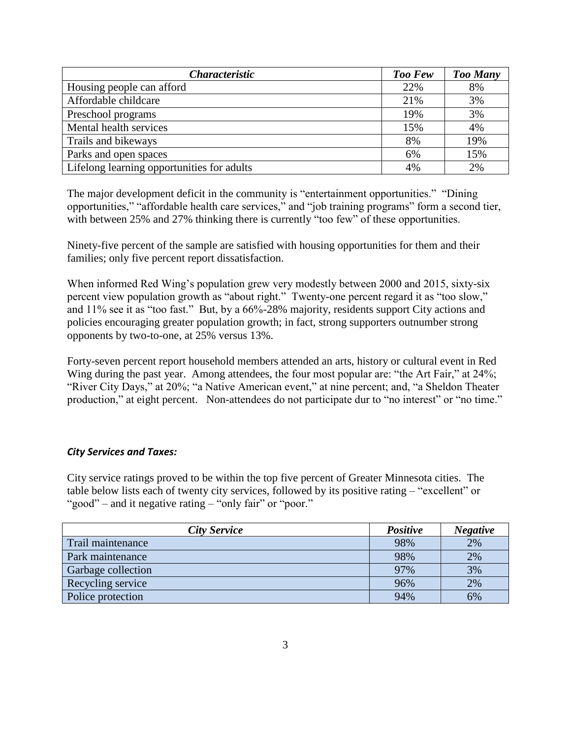| *Characteristic* | *Too Few* | *Too Many* |
|---|---|---|
| Housing people can afford | 22% | 8% |
| Affordable childcare | 21% | 3% |
| Preschool programs | 19% | 3% |
| Mental health services | 15% | 4% |
| Trails and bikeways | 8% | 19% |
| Parks and open spaces | 6% | 15% |
| Lifelong learning opportunities for adults | 4% | 2% |

The major development deficit in the community is "entertainment opportunities." "Dining opportunities," "affordable health care services," and "job training programs" form a second tier, with between 25% and 27% thinking there is currently "too few" of these opportunities.

Ninety-five percent of the sample are satisfied with housing opportunities for them and their families; only five percent report dissatisfaction.

When informed Red Wing's population grew very modestly between 2000 and 2015, sixty-six percent view population growth as "about right." Twenty-one percent regard it as "too slow," and 11% see it as "too fast." But, by a 66%-28% majority, residents support City actions and policies encouraging greater population growth; in fact, strong supporters outnumber strong opponents by two-to-one, at 25% versus 13%.

Forty-seven percent report household members attended an arts, history or cultural event in Red Wing during the past year. Among attendees, the four most popular are: "the Art Fair," at 24%; "River City Days," at 20%; "a Native American event," at nine percent; and, "a Sheldon Theater production," at eight percent. Non-attendees do not participate dur to "no interest" or "no time."

### *City Services and Taxes:*

City service ratings proved to be within the top five percent of Greater Minnesota cities. The table below lists each of twenty city services, followed by its positive rating – "excellent" or "good" – and it negative rating – "only fair" or "poor."

| *City Service* | *Positive* | *Negative* |
|---|---|---|
| Trail maintenance | 98% | 2% |
| Park maintenance | 98% | 2% |
| Garbage collection | 97% | 3% |
| Recycling service | 96% | 2% |
| Police protection | 94% | 6% |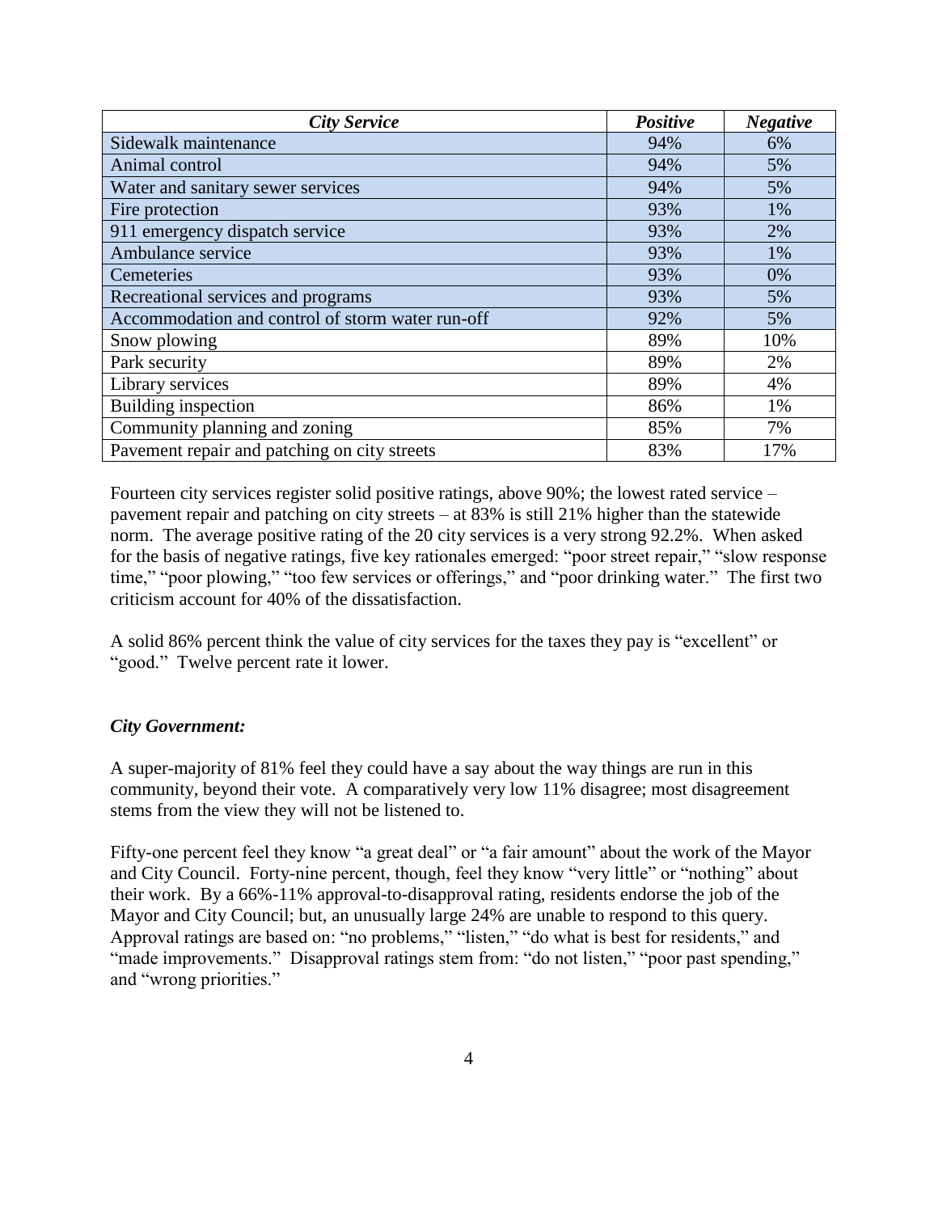| *City Service* | *Positive* | *Negative* |
|---|---|---|
| Sidewalk maintenance | 94% | 6% |
| Animal control | 94% | 5% |
| Water and sanitary sewer services | 94% | 5% |
| Fire protection | 93% | 1% |
| 911 emergency dispatch service | 93% | 2% |
| Ambulance service | 93% | 1% |
| Cemeteries | 93% | 0% |
| Recreational services and programs | 93% | 5% |
| Accommodation and control of storm water run-off | 92% | 5% |
| Snow plowing | 89% | 10% |
| Park security | 89% | 2% |
| Library services | 89% | 4% |
| Building inspection | 86% | 1% |
| Community planning and zoning | 85% | 7% |
| Pavement repair and patching on city streets | 83% | 17% |

Fourteen city services register solid positive ratings, above 90%; the lowest rated service – pavement repair and patching on city streets – at 83% is still 21% higher than the statewide norm. The average positive rating of the 20 city services is a very strong 92.2%. When asked for the basis of negative ratings, five key rationales emerged: "poor street repair," "slow response time," "poor plowing," "too few services or offerings," and "poor drinking water." The first two criticism account for 40% of the dissatisfaction.

A solid 86% percent think the value of city services for the taxes they pay is "excellent" or "good." Twelve percent rate it lower.

### *City Government:*

A super-majority of 81% feel they could have a say about the way things are run in this community, beyond their vote. A comparatively very low 11% disagree; most disagreement stems from the view they will not be listened to.

Fifty-one percent feel they know "a great deal" or "a fair amount" about the work of the Mayor and City Council. Forty-nine percent, though, feel they know "very little" or "nothing" about their work. By a 66%-11% approval-to-disapproval rating, residents endorse the job of the Mayor and City Council; but, an unusually large 24% are unable to respond to this query. Approval ratings are based on: "no problems," "listen," "do what is best for residents," and "made improvements." Disapproval ratings stem from: "do not listen," "poor past spending," and "wrong priorities."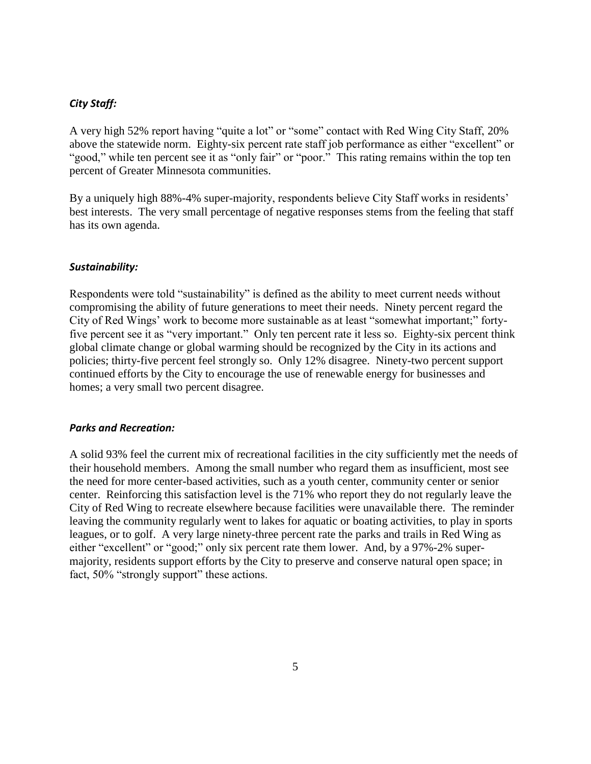### *City Staff:*

A very high 52% report having "quite a lot" or "some" contact with Red Wing City Staff, 20% above the statewide norm. Eighty-six percent rate staff job performance as either "excellent" or "good," while ten percent see it as "only fair" or "poor." This rating remains within the top ten percent of Greater Minnesota communities.

By a uniquely high 88%-4% super-majority, respondents believe City Staff works in residents' best interests. The very small percentage of negative responses stems from the feeling that staff has its own agenda.

### *Sustainability:*

Respondents were told "sustainability" is defined as the ability to meet current needs without compromising the ability of future generations to meet their needs. Ninety percent regard the City of Red Wings' work to become more sustainable as at least "somewhat important;" forty-five percent see it as "very important." Only ten percent rate it less so. Eighty-six percent think global climate change or global warming should be recognized by the City in its actions and policies; thirty-five percent feel strongly so. Only 12% disagree. Ninety-two percent support continued efforts by the City to encourage the use of renewable energy for businesses and homes; a very small two percent disagree.

### *Parks and Recreation:*

A solid 93% feel the current mix of recreational facilities in the city sufficiently met the needs of their household members. Among the small number who regard them as insufficient, most see the need for more center-based activities, such as a youth center, community center or senior center. Reinforcing this satisfaction level is the 71% who report they do not regularly leave the City of Red Wing to recreate elsewhere because facilities were unavailable there. The reminder leaving the community regularly went to lakes for aquatic or boating activities, to play in sports leagues, or to golf. A very large ninety-three percent rate the parks and trails in Red Wing as either "excellent" or "good;" only six percent rate them lower. And, by a 97%-2% super-majority, residents support efforts by the City to preserve and conserve natural open space; in fact, 50% "strongly support" these actions.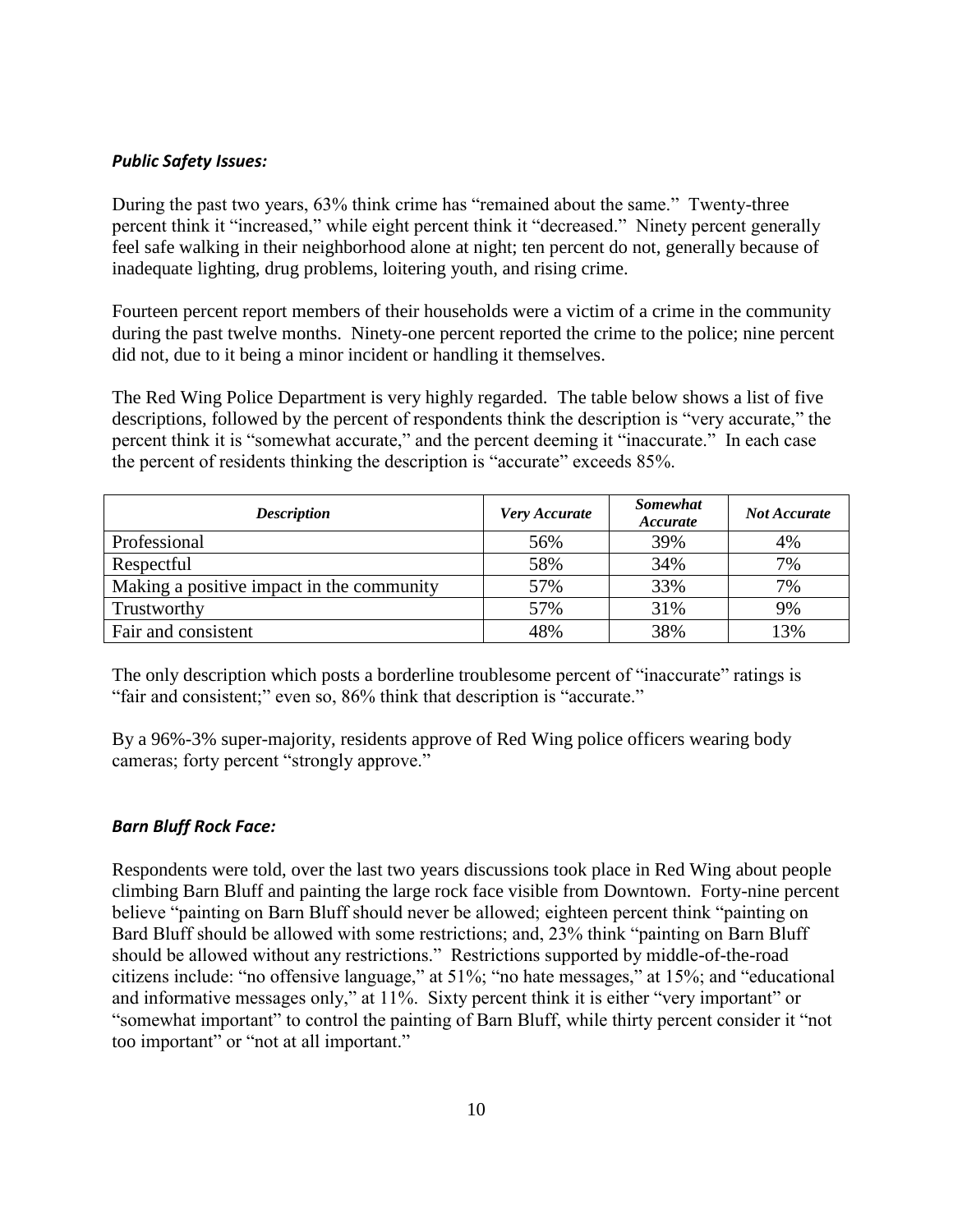***Public Safety Issues:***

During the past two years, 63% think crime has "remained about the same." Twenty-three percent think it "increased," while eight percent think it "decreased." Ninety percent generally feel safe walking in their neighborhood alone at night; ten percent do not, generally because of inadequate lighting, drug problems, loitering youth, and rising crime.

Fourteen percent report members of their households were a victim of a crime in the community during the past twelve months. Ninety-one percent reported the crime to the police; nine percent did not, due to it being a minor incident or handling it themselves.

The Red Wing Police Department is very highly regarded. The table below shows a list of five descriptions, followed by the percent of respondents think the description is "very accurate," the percent think it is "somewhat accurate," and the percent deeming it "inaccurate." In each case the percent of residents thinking the description is "accurate" exceeds 85%.

| ***Description*** | ***Very Accurate*** | ***Somewhat Accurate*** | ***Not Accurate*** |
|---|---|---|---|
| Professional | 56% | 39% | 4% |
| Respectful | 58% | 34% | 7% |
| Making a positive impact in the community | 57% | 33% | 7% |
| Trustworthy | 57% | 31% | 9% |
| Fair and consistent | 48% | 38% | 13% |

The only description which posts a borderline troublesome percent of "inaccurate" ratings is "fair and consistent;" even so, 86% think that description is "accurate."

By a 96%-3% super-majority, residents approve of Red Wing police officers wearing body cameras; forty percent "strongly approve."

***Barn Bluff Rock Face:***

Respondents were told, over the last two years discussions took place in Red Wing about people climbing Barn Bluff and painting the large rock face visible from Downtown. Forty-nine percent believe "painting on Barn Bluff should never be allowed; eighteen percent think "painting on Bard Bluff should be allowed with some restrictions; and, 23% think "painting on Barn Bluff should be allowed without any restrictions." Restrictions supported by middle-of-the-road citizens include: "no offensive language," at 51%; "no hate messages," at 15%; and "educational and informative messages only," at 11%. Sixty percent think it is either "very important" or "somewhat important" to control the painting of Barn Bluff, while thirty percent consider it "not too important" or "not at all important."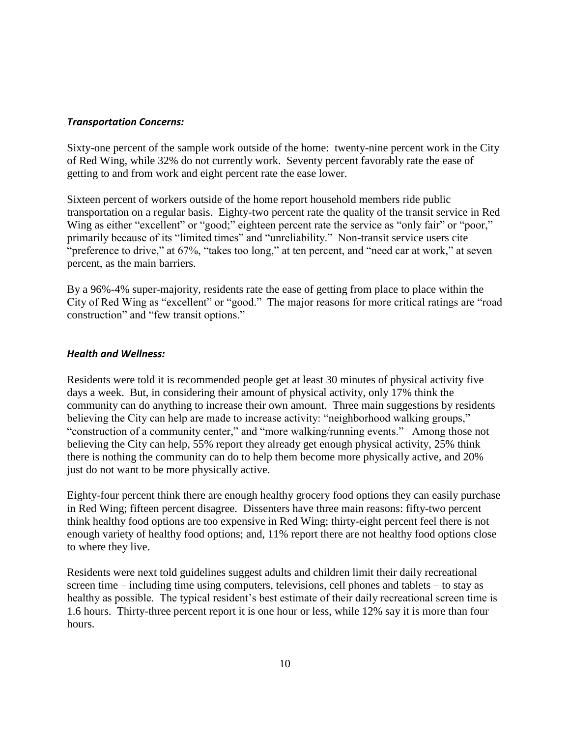***Transportation Concerns:***

Sixty-one percent of the sample work outside of the home: twenty-nine percent work in the City of Red Wing, while 32% do not currently work. Seventy percent favorably rate the ease of getting to and from work and eight percent rate the ease lower.

Sixteen percent of workers outside of the home report household members ride public transportation on a regular basis. Eighty-two percent rate the quality of the transit service in Red Wing as either "excellent" or "good;" eighteen percent rate the service as "only fair" or "poor," primarily because of its "limited times" and "unreliability." Non-transit service users cite "preference to drive," at 67%, "takes too long," at ten percent, and "need car at work," at seven percent, as the main barriers.

By a 96%-4% super-majority, residents rate the ease of getting from place to place within the City of Red Wing as "excellent" or "good." The major reasons for more critical ratings are "road construction" and "few transit options."

***Health and Wellness:***

Residents were told it is recommended people get at least 30 minutes of physical activity five days a week. But, in considering their amount of physical activity, only 17% think the community can do anything to increase their own amount. Three main suggestions by residents believing the City can help are made to increase activity: "neighborhood walking groups," "construction of a community center," and "more walking/running events." Among those not believing the City can help, 55% report they already get enough physical activity, 25% think there is nothing the community can do to help them become more physically active, and 20% just do not want to be more physically active.

Eighty-four percent think there are enough healthy grocery food options they can easily purchase in Red Wing; fifteen percent disagree. Dissenters have three main reasons: fifty-two percent think healthy food options are too expensive in Red Wing; thirty-eight percent feel there is not enough variety of healthy food options; and, 11% report there are not healthy food options close to where they live.

Residents were next told guidelines suggest adults and children limit their daily recreational screen time – including time using computers, televisions, cell phones and tablets – to stay as healthy as possible. The typical resident's best estimate of their daily recreational screen time is 1.6 hours. Thirty-three percent report it is one hour or less, while 12% say it is more than four hours.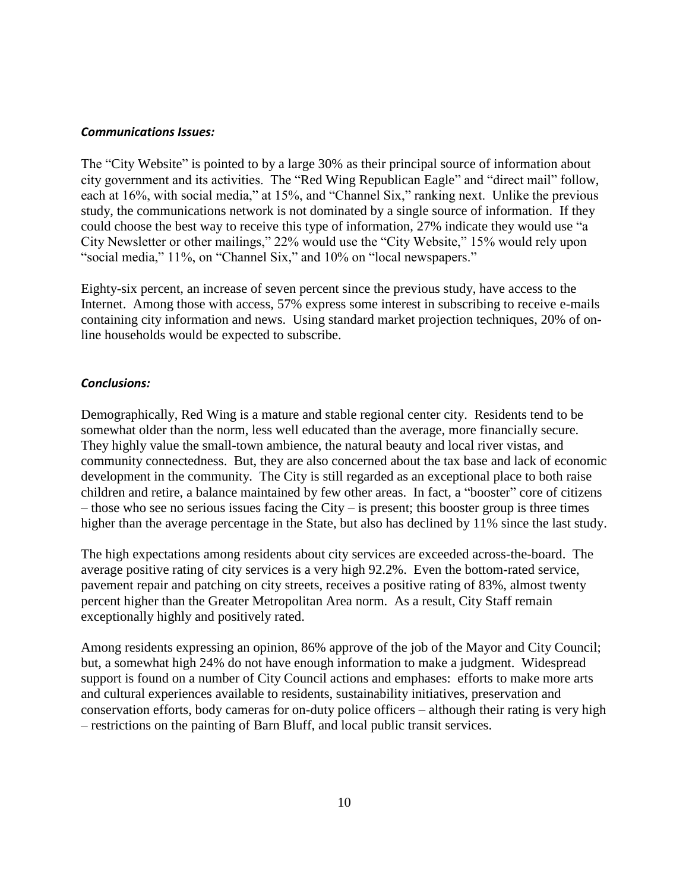***Communications Issues:***

The "City Website" is pointed to by a large 30% as their principal source of information about city government and its activities. The "Red Wing Republican Eagle" and "direct mail" follow, each at 16%, with social media," at 15%, and "Channel Six," ranking next. Unlike the previous study, the communications network is not dominated by a single source of information. If they could choose the best way to receive this type of information, 27% indicate they would use "a City Newsletter or other mailings," 22% would use the "City Website," 15% would rely upon "social media," 11%, on "Channel Six," and 10% on "local newspapers."

Eighty-six percent, an increase of seven percent since the previous study, have access to the Internet. Among those with access, 57% express some interest in subscribing to receive e-mails containing city information and news. Using standard market projection techniques, 20% of on-line households would be expected to subscribe.

***Conclusions:***

Demographically, Red Wing is a mature and stable regional center city. Residents tend to be somewhat older than the norm, less well educated than the average, more financially secure. They highly value the small-town ambience, the natural beauty and local river vistas, and community connectedness. But, they are also concerned about the tax base and lack of economic development in the community. The City is still regarded as an exceptional place to both raise children and retire, a balance maintained by few other areas. In fact, a "booster" core of citizens – those who see no serious issues facing the City – is present; this booster group is three times higher than the average percentage in the State, but also has declined by 11% since the last study.

The high expectations among residents about city services are exceeded across-the-board. The average positive rating of city services is a very high 92.2%. Even the bottom-rated service, pavement repair and patching on city streets, receives a positive rating of 83%, almost twenty percent higher than the Greater Metropolitan Area norm. As a result, City Staff remain exceptionally highly and positively rated.

Among residents expressing an opinion, 86% approve of the job of the Mayor and City Council; but, a somewhat high 24% do not have enough information to make a judgment. Widespread support is found on a number of City Council actions and emphases: efforts to make more arts and cultural experiences available to residents, sustainability initiatives, preservation and conservation efforts, body cameras for on-duty police officers – although their rating is very high – restrictions on the painting of Barn Bluff, and local public transit services.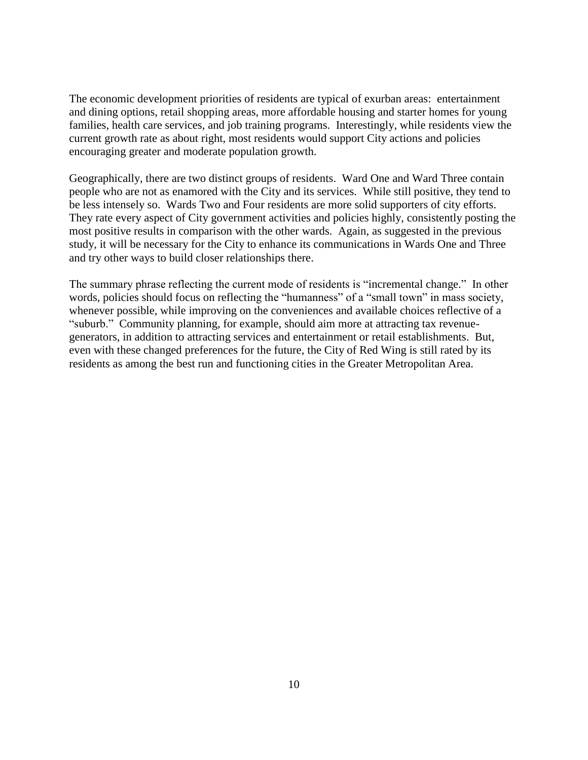The economic development priorities of residents are typical of exurban areas: entertainment and dining options, retail shopping areas, more affordable housing and starter homes for young families, health care services, and job training programs. Interestingly, while residents view the current growth rate as about right, most residents would support City actions and policies encouraging greater and moderate population growth.

Geographically, there are two distinct groups of residents. Ward One and Ward Three contain people who are not as enamored with the City and its services. While still positive, they tend to be less intensely so. Wards Two and Four residents are more solid supporters of city efforts. They rate every aspect of City government activities and policies highly, consistently posting the most positive results in comparison with the other wards. Again, as suggested in the previous study, it will be necessary for the City to enhance its communications in Wards One and Three and try other ways to build closer relationships there.

The summary phrase reflecting the current mode of residents is "incremental change." In other words, policies should focus on reflecting the "humanness" of a "small town" in mass society, whenever possible, while improving on the conveniences and available choices reflective of a "suburb." Community planning, for example, should aim more at attracting tax revenue-generators, in addition to attracting services and entertainment or retail establishments. But, even with these changed preferences for the future, the City of Red Wing is still rated by its residents as among the best run and functioning cities in the Greater Metropolitan Area.